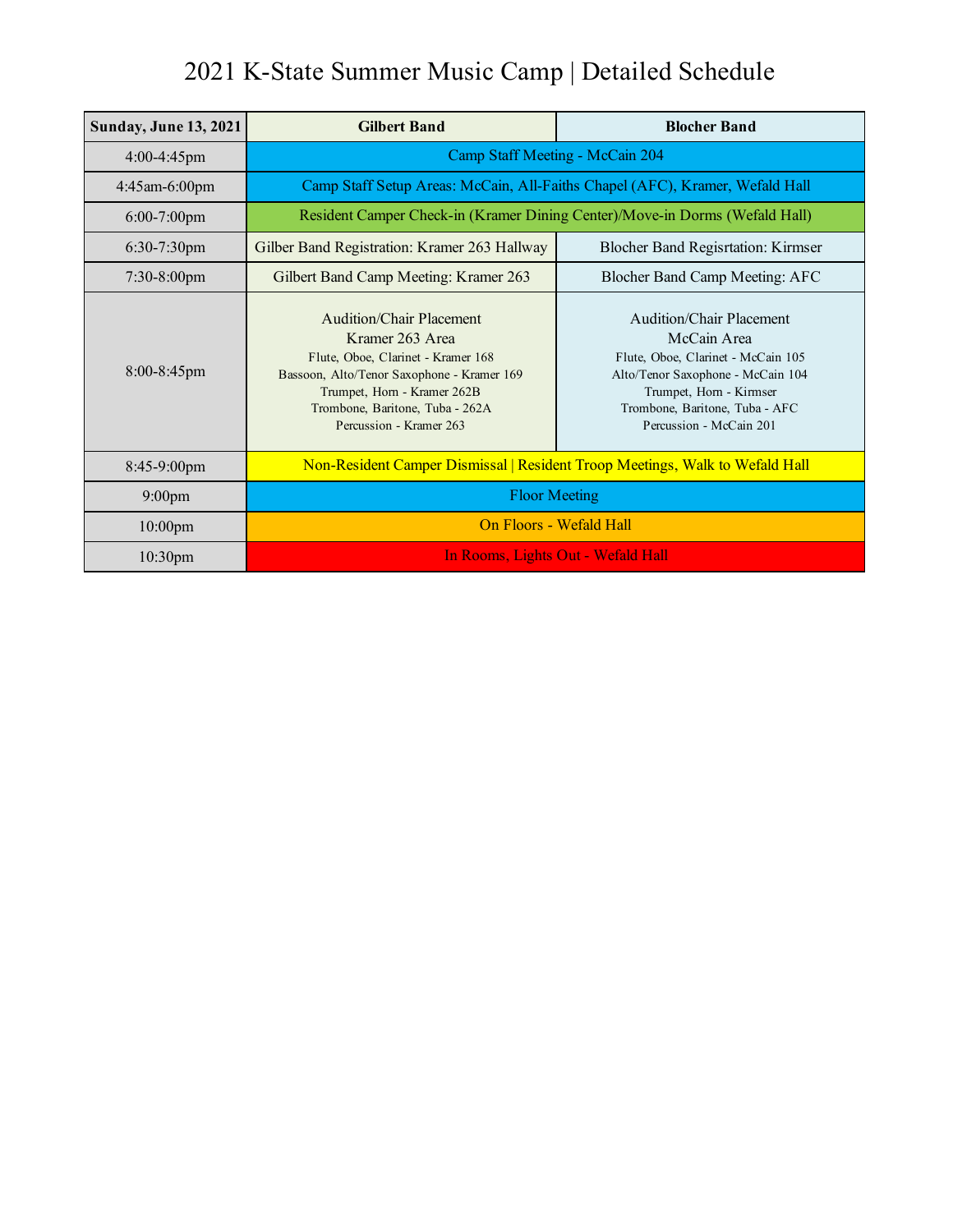# 2021 K-State Summer Music Camp | Detailed Schedule

| Sunday, June 13, 2021 | Gilbert Band | Blocher Band |
|---|---|---|
| 4:00-4:45pm | Camp Staff Meeting - McCain 204 | |
| 4:45am-6:00pm | Camp Staff Setup Areas: McCain, All-Faiths Chapel (AFC), Kramer, Wefald Hall | |
| 6:00-7:00pm | Resident Camper Check-in (Kramer Dining Center)/Move-in Dorms (Wefald Hall) | |
| 6:30-7:30pm | Gilber Band Registration: Kramer 263 Hallway | Blocher Band Regisrtation: Kirmser |
| 7:30-8:00pm | Gilbert Band Camp Meeting: Kramer 263 | Blocher Band Camp Meeting: AFC |
| 8:00-8:45pm | Audition/Chair Placement<br>Kramer 263 Area<br>Flute, Oboe, Clarinet - Kramer 168<br>Bassoon, Alto/Tenor Saxophone - Kramer 169<br>Trumpet, Horn - Kramer 262B<br>Trombone, Baritone, Tuba - 262A<br>Percussion - Kramer 263 | Audition/Chair Placement<br>McCain Area<br>Flute, Oboe, Clarinet - McCain 105<br>Alto/Tenor Saxophone - McCain 104<br>Trumpet, Horn - Kirmser<br>Trombone, Baritone, Tuba - AFC<br>Percussion - McCain 201 |
| 8:45-9:00pm | Non-Resident Camper Dismissal \| Resident Troop Meetings, Walk to Wefald Hall | |
| 9:00pm | Floor Meeting | |
| 10:00pm | On Floors - Wefald Hall | |
| 10:30pm | In Rooms, Lights Out - Wefald Hall | |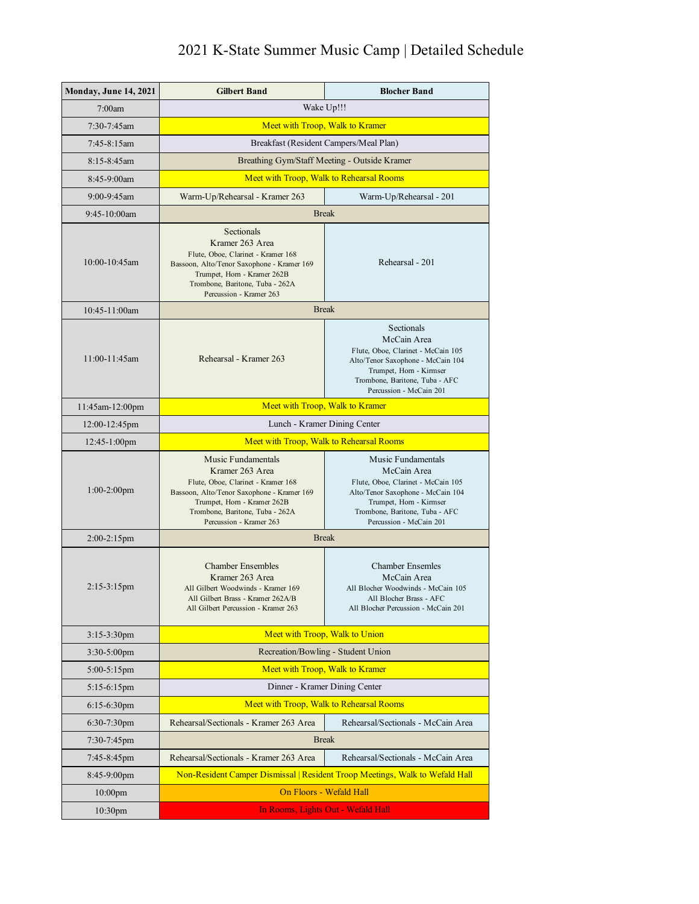# 2021 K-State Summer Music Camp | Detailed Schedule

| Monday, June 14, 2021 | Gilbert Band | Blocher Band |
|---|---|---|
| 7:00am | Wake Up!!! | |
| 7:30-7:45am | Meet with Troop, Walk to Kramer | |
| 7:45-8:15am | Breakfast (Resident Campers/Meal Plan) | |
| 8:15-8:45am | Breathing Gym/Staff Meeting - Outside Kramer | |
| 8:45-9:00am | Meet with Troop, Walk to Rehearsal Rooms | |
| 9:00-9:45am | Warm-Up/Rehearsal - Kramer 263 | Warm-Up/Rehearsal - 201 |
| 9:45-10:00am | Break | |
| 10:00-10:45am | Sectionals<br>Kramer 263 Area<br>Flute, Oboe, Clarinet - Kramer 168<br>Bassoon, Alto/Tenor Saxophone - Kramer 169<br>Trumpet, Horn - Kramer 262B<br>Trombone, Baritone, Tuba - 262A<br>Percussion - Kramer 263 | Rehearsal - 201 |
| 10:45-11:00am | Break | |
| 11:00-11:45am | Rehearsal - Kramer 263 | Sectionals<br>McCain Area<br>Flute, Oboe, Clarinet - McCain 105<br>Alto/Tenor Saxophone - McCain 104<br>Trumpet, Horn - Kirmser<br>Trombone, Baritone, Tuba - AFC<br>Percussion - McCain 201 |
| 11:45am-12:00pm | Meet with Troop, Walk to Kramer | |
| 12:00-12:45pm | Lunch - Kramer Dining Center | |
| 12:45-1:00pm | Meet with Troop, Walk to Rehearsal Rooms | |
| 1:00-2:00pm | Music Fundamentals<br>Kramer 263 Area<br>Flute, Oboe, Clarinet - Kramer 168<br>Bassoon, Alto/Tenor Saxophone - Kramer 169<br>Trumpet, Horn - Kramer 262B<br>Trombone, Baritone, Tuba - 262A<br>Percussion - Kramer 263 | Music Fundamentals<br>McCain Area<br>Flute, Oboe, Clarinet - McCain 105<br>Alto/Tenor Saxophone - McCain 104<br>Trumpet, Horn - Kirmser<br>Trombone, Baritone, Tuba - AFC<br>Percussion - McCain 201 |
| 2:00-2:15pm | Break | |
| 2:15-3:15pm | Chamber Ensembles<br>Kramer 263 Area<br>All Gilbert Woodwinds - Kramer 169<br>All Gilbert Brass - Kramer 262A/B<br>All Gilbert Percussion - Kramer 263 | Chamber Ensemles<br>McCain Area<br>All Blocher Woodwinds - McCain 105<br>All Blocher Brass - AFC<br>All Blocher Percussion - McCain 201 |
| 3:15-3:30pm | Meet with Troop, Walk to Union | |
| 3:30-5:00pm | Recreation/Bowling - Student Union | |
| 5:00-5:15pm | Meet with Troop, Walk to Kramer | |
| 5:15-6:15pm | Dinner - Kramer Dining Center | |
| 6:15-6:30pm | Meet with Troop, Walk to Rehearsal Rooms | |
| 6:30-7:30pm | Rehearsal/Sectionals - Kramer 263 Area | Rehearsal/Sectionals - McCain Area |
| 7:30-7:45pm | Break | |
| 7:45-8:45pm | Rehearsal/Sectionals - Kramer 263 Area | Rehearsal/Sectionals - McCain Area |
| 8:45-9:00pm | Non-Resident Camper Dismissal \| Resident Troop Meetings, Walk to Wefald Hall | |
| 10:00pm | On Floors - Wefald Hall | |
| 10:30pm | In Rooms, Lights Out - Wefald Hall | |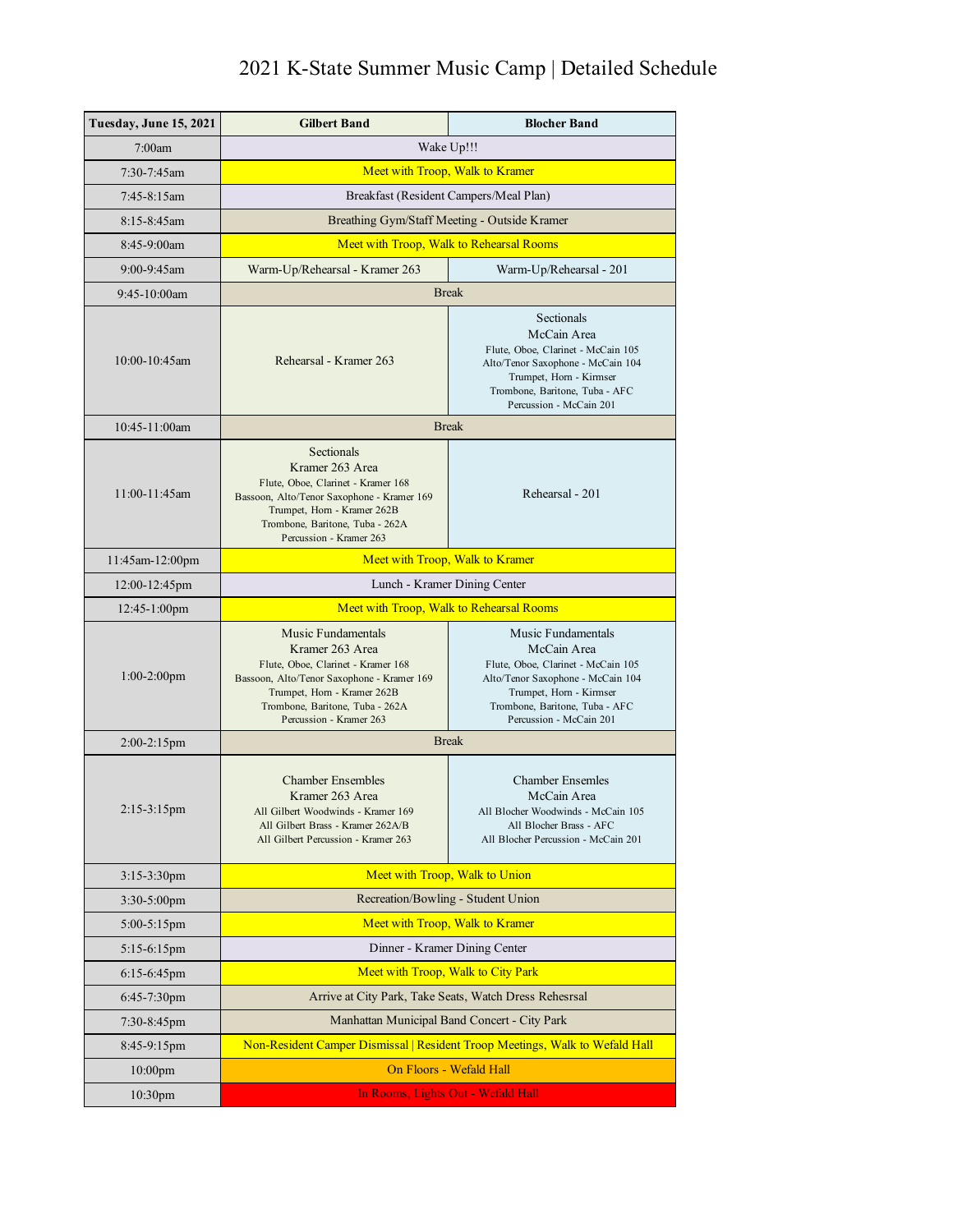# 2021 K-State Summer Music Camp | Detailed Schedule

| Tuesday, June 15, 2021 | Gilbert Band | Blocher Band |
|---|---|---|
| 7:00am | Wake Up!!! | |
| 7:30-7:45am | Meet with Troop, Walk to Kramer | |
| 7:45-8:15am | Breakfast (Resident Campers/Meal Plan) | |
| 8:15-8:45am | Breathing Gym/Staff Meeting - Outside Kramer | |
| 8:45-9:00am | Meet with Troop, Walk to Rehearsal Rooms | |
| 9:00-9:45am | Warm-Up/Rehearsal - Kramer 263 | Warm-Up/Rehearsal - 201 |
| 9:45-10:00am | Break | |
| 10:00-10:45am | Rehearsal - Kramer 263 | Sectionals<br>McCain Area<br>Flute, Oboe, Clarinet - McCain 105<br>Alto/Tenor Saxophone - McCain 104<br>Trumpet, Horn - Kirmser<br>Trombone, Baritone, Tuba - AFC<br>Percussion - McCain 201 |
| 10:45-11:00am | Break | |
| 11:00-11:45am | Sectionals<br>Kramer 263 Area<br>Flute, Oboe, Clarinet - Kramer 168<br>Bassoon, Alto/Tenor Saxophone - Kramer 169<br>Trumpet, Horn - Kramer 262B<br>Trombone, Baritone, Tuba - 262A<br>Percussion - Kramer 263 | Rehearsal - 201 |
| 11:45am-12:00pm | Meet with Troop, Walk to Kramer | |
| 12:00-12:45pm | Lunch - Kramer Dining Center | |
| 12:45-1:00pm | Meet with Troop, Walk to Rehearsal Rooms | |
| 1:00-2:00pm | Music Fundamentals<br>Kramer 263 Area<br>Flute, Oboe, Clarinet - Kramer 168<br>Bassoon, Alto/Tenor Saxophone - Kramer 169<br>Trumpet, Horn - Kramer 262B<br>Trombone, Baritone, Tuba - 262A<br>Percussion - Kramer 263 | Music Fundamentals<br>McCain Area<br>Flute, Oboe, Clarinet - McCain 105<br>Alto/Tenor Saxophone - McCain 104<br>Trumpet, Horn - Kirmser<br>Trombone, Baritone, Tuba - AFC<br>Percussion - McCain 201 |
| 2:00-2:15pm | Break | |
| 2:15-3:15pm | Chamber Ensembles<br>Kramer 263 Area<br>All Gilbert Woodwinds - Kramer 169<br>All Gilbert Brass - Kramer 262A/B<br>All Gilbert Percussion - Kramer 263 | Chamber Ensembles<br>McCain Area<br>All Blocher Woodwinds - McCain 105<br>All Blocher Brass - AFC<br>All Blocher Percussion - McCain 201 |
| 3:15-3:30pm | Meet with Troop, Walk to Union | |
| 3:30-5:00pm | Recreation/Bowling - Student Union | |
| 5:00-5:15pm | Meet with Troop, Walk to Kramer | |
| 5:15-6:15pm | Dinner - Kramer Dining Center | |
| 6:15-6:45pm | Meet with Troop, Walk to City Park | |
| 6:45-7:30pm | Arrive at City Park, Take Seats, Watch Dress Rehesrsal | |
| 7:30-8:45pm | Manhattan Municipal Band Concert - City Park | |
| 8:45-9:15pm | Non-Resident Camper Dismissal \| Resident Troop Meetings, Walk to Wefald Hall | |
| 10:00pm | On Floors - Wefald Hall | |
| 10:30pm | In Rooms, Lights Out - Wefald Hall | |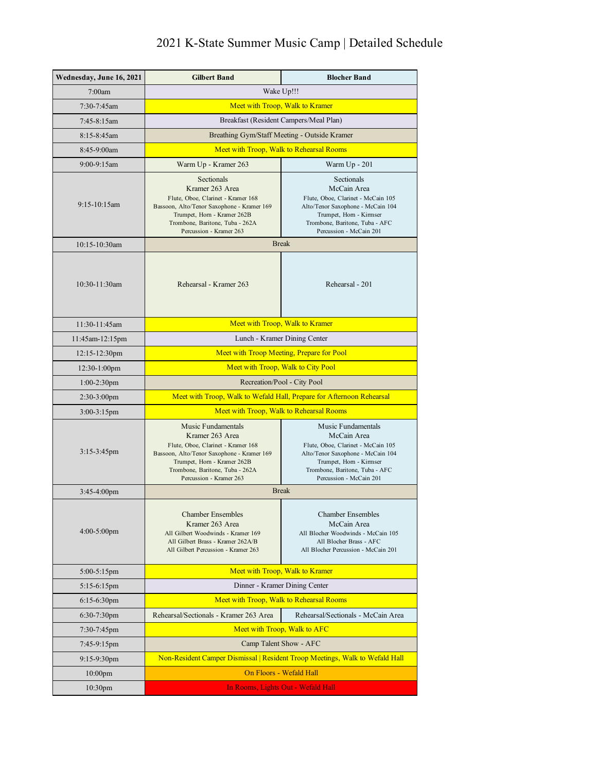# 2021 K-State Summer Music Camp | Detailed Schedule

| Wednesday, June 16, 2021 | Gilbert Band | Blocher Band |
|---|---|---|
| 7:00am | Wake Up!!! | |
| 7:30-7:45am | Meet with Troop, Walk to Kramer | |
| 7:45-8:15am | Breakfast (Resident Campers/Meal Plan) | |
| 8:15-8:45am | Breathing Gym/Staff Meeting - Outside Kramer | |
| 8:45-9:00am | Meet with Troop, Walk to Rehearsal Rooms | |
| 9:00-9:15am | Warm Up - Kramer 263 | Warm Up - 201 |
| 9:15-10:15am | Sectionals<br>Kramer 263 Area<br>Flute, Oboe, Clarinet - Kramer 168<br>Bassoon, Alto/Tenor Saxophone - Kramer 169<br>Trumpet, Horn - Kramer 262B<br>Trombone, Baritone, Tuba - 262A<br>Percussion - Kramer 263 | Sectionals<br>McCain Area<br>Flute, Oboe, Clarinet - McCain 105<br>Alto/Tenor Saxophone - McCain 104<br>Trumpet, Horn - Kirmser<br>Trombone, Baritone, Tuba - AFC<br>Percussion - McCain 201 |
| 10:15-10:30am | Break | |
| 10:30-11:30am | Rehearsal - Kramer 263 | Rehearsal - 201 |
| 11:30-11:45am | Meet with Troop, Walk to Kramer | |
| 11:45am-12:15pm | Lunch - Kramer Dining Center | |
| 12:15-12:30pm | Meet with Troop Meeting, Prepare for Pool | |
| 12:30-1:00pm | Meet with Troop, Walk to City Pool | |
| 1:00-2:30pm | Recreation/Pool - City Pool | |
| 2:30-3:00pm | Meet with Troop, Walk to Wefald Hall, Prepare for Afternoon Rehearsal | |
| 3:00-3:15pm | Meet with Troop, Walk to Rehearsal Rooms | |
| 3:15-3:45pm | Music Fundamentals<br>Kramer 263 Area<br>Flute, Oboe, Clarinet - Kramer 168<br>Bassoon, Alto/Tenor Saxophone - Kramer 169<br>Trumpet, Horn - Kramer 262B<br>Trombone, Baritone, Tuba - 262A<br>Percussion - Kramer 263 | Music Fundamentals<br>McCain Area<br>Flute, Oboe, Clarinet - McCain 105<br>Alto/Tenor Saxophone - McCain 104<br>Trumpet, Horn - Kirmser<br>Trombone, Baritone, Tuba - AFC<br>Percussion - McCain 201 |
| 3:45-4:00pm | Break | |
| 4:00-5:00pm | Chamber Ensembles<br>Kramer 263 Area<br>All Gilbert Woodwinds - Kramer 169<br>All Gilbert Brass - Kramer 262A/B<br>All Gilbert Percussion - Kramer 263 | Chamber Ensembles<br>McCain Area<br>All Blocher Woodwinds - McCain 105<br>All Blocher Brass - AFC<br>All Blocher Percussion - McCain 201 |
| 5:00-5:15pm | Meet with Troop, Walk to Kramer | |
| 5:15-6:15pm | Dinner - Kramer Dining Center | |
| 6:15-6:30pm | Meet with Troop, Walk to Rehearsal Rooms | |
| 6:30-7:30pm | Rehearsal/Sectionals - Kramer 263 Area | Rehearsal/Sectionals - McCain Area |
| 7:30-7:45pm | Meet with Troop, Walk to AFC | |
| 7:45-9:15pm | Camp Talent Show - AFC | |
| 9:15-9:30pm | Non-Resident Camper Dismissal \| Resident Troop Meetings, Walk to Wefald Hall | |
| 10:00pm | On Floors - Wefald Hall | |
| 10:30pm | In Rooms, Lights Out - Wefald Hall | |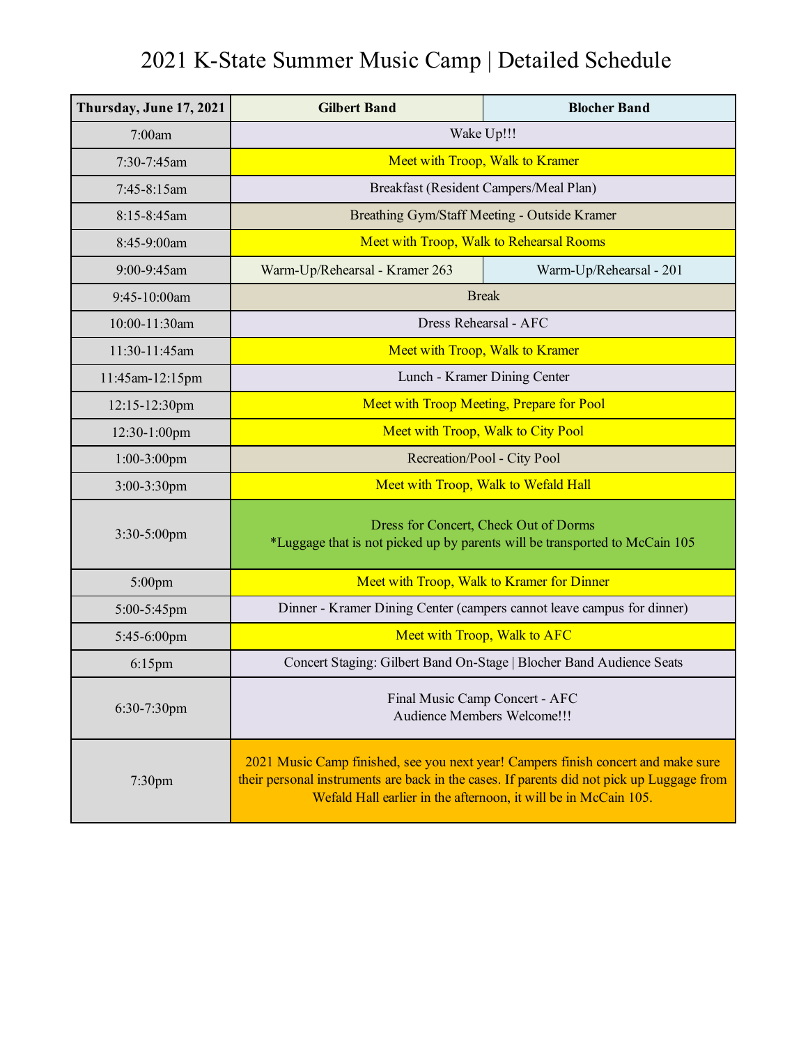# 2021 K-State Summer Music Camp | Detailed Schedule

| Thursday, June 17, 2021 | Gilbert Band | Blocher Band |
| --- | --- | --- |
| 7:00am | Wake Up!!! | |
| 7:30-7:45am | Meet with Troop, Walk to Kramer | |
| 7:45-8:15am | Breakfast (Resident Campers/Meal Plan) | |
| 8:15-8:45am | Breathing Gym/Staff Meeting - Outside Kramer | |
| 8:45-9:00am | Meet with Troop, Walk to Rehearsal Rooms | |
| 9:00-9:45am | Warm-Up/Rehearsal - Kramer 263 | Warm-Up/Rehearsal - 201 |
| 9:45-10:00am | Break | |
| 10:00-11:30am | Dress Rehearsal - AFC | |
| 11:30-11:45am | Meet with Troop, Walk to Kramer | |
| 11:45am-12:15pm | Lunch - Kramer Dining Center | |
| 12:15-12:30pm | Meet with Troop Meeting, Prepare for Pool | |
| 12:30-1:00pm | Meet with Troop, Walk to City Pool | |
| 1:00-3:00pm | Recreation/Pool - City Pool | |
| 3:00-3:30pm | Meet with Troop, Walk to Wefald Hall | |
| 3:30-5:00pm | Dress for Concert, Check Out of Dorms<br>*Luggage that is not picked up by parents will be transported to McCain 105 | |
| 5:00pm | Meet with Troop, Walk to Kramer for Dinner | |
| 5:00-5:45pm | Dinner - Kramer Dining Center (campers cannot leave campus for dinner) | |
| 5:45-6:00pm | Meet with Troop, Walk to AFC | |
| 6:15pm | Concert Staging: Gilbert Band On-Stage \| Blocher Band Audience Seats | |
| 6:30-7:30pm | Final Music Camp Concert - AFC<br>Audience Members Welcome!!! | |
| 7:30pm | 2021 Music Camp finished, see you next year! Campers finish concert and make sure their personal instruments are back in the cases. If parents did not pick up Luggage from Wefald Hall earlier in the afternoon, it will be in McCain 105. | |